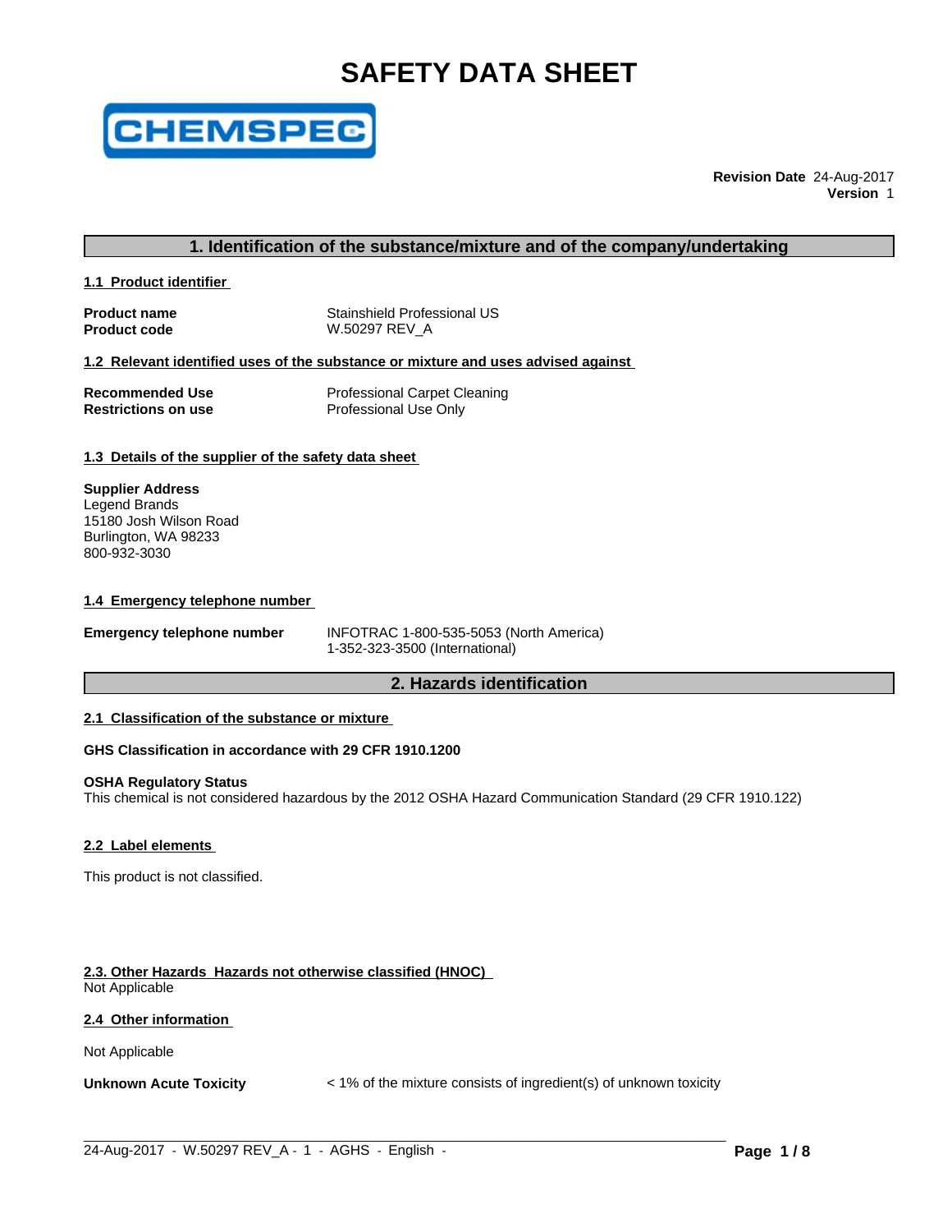# SAFETY DATA SHEET

CHEMSPEC

**Revision Date** 24-Aug-2017
**Version** 1

## 1. Identification of the substance/mixture and of the company/undertaking

### 1.1 Product identifier

| | |
|---|---|
| **Product name** | Stainshield Professional US |
| **Product code** | W.50297 REV_A |

### 1.2 Relevant identified uses of the substance or mixture and uses advised against

| | |
|---|---|
| **Recommended Use** | Professional Carpet Cleaning |
| **Restrictions on use** | Professional Use Only |

### 1.3 Details of the supplier of the safety data sheet

**Supplier Address**
Legend Brands
15180 Josh Wilson Road
Burlington, WA 98233
800-932-3030

### 1.4 Emergency telephone number

| | |
|---|---|
| **Emergency telephone number** | INFOTRAC 1-800-535-5053 (North America)<br>1-352-323-3500 (International) |

## 2. Hazards identification

### 2.1 Classification of the substance or mixture

**GHS Classification in accordance with 29 CFR 1910.1200**

**OSHA Regulatory Status**
This chemical is not considered hazardous by the 2012 OSHA Hazard Communication Standard (29 CFR 1910.122)

### 2.2 Label elements

This product is not classified.

### 2.3. Other Hazards Hazards not otherwise classified (HNOC)

Not Applicable

### 2.4 Other information

Not Applicable

**Unknown Acute Toxicity** < 1% of the mixture consists of ingredient(s) of unknown toxicity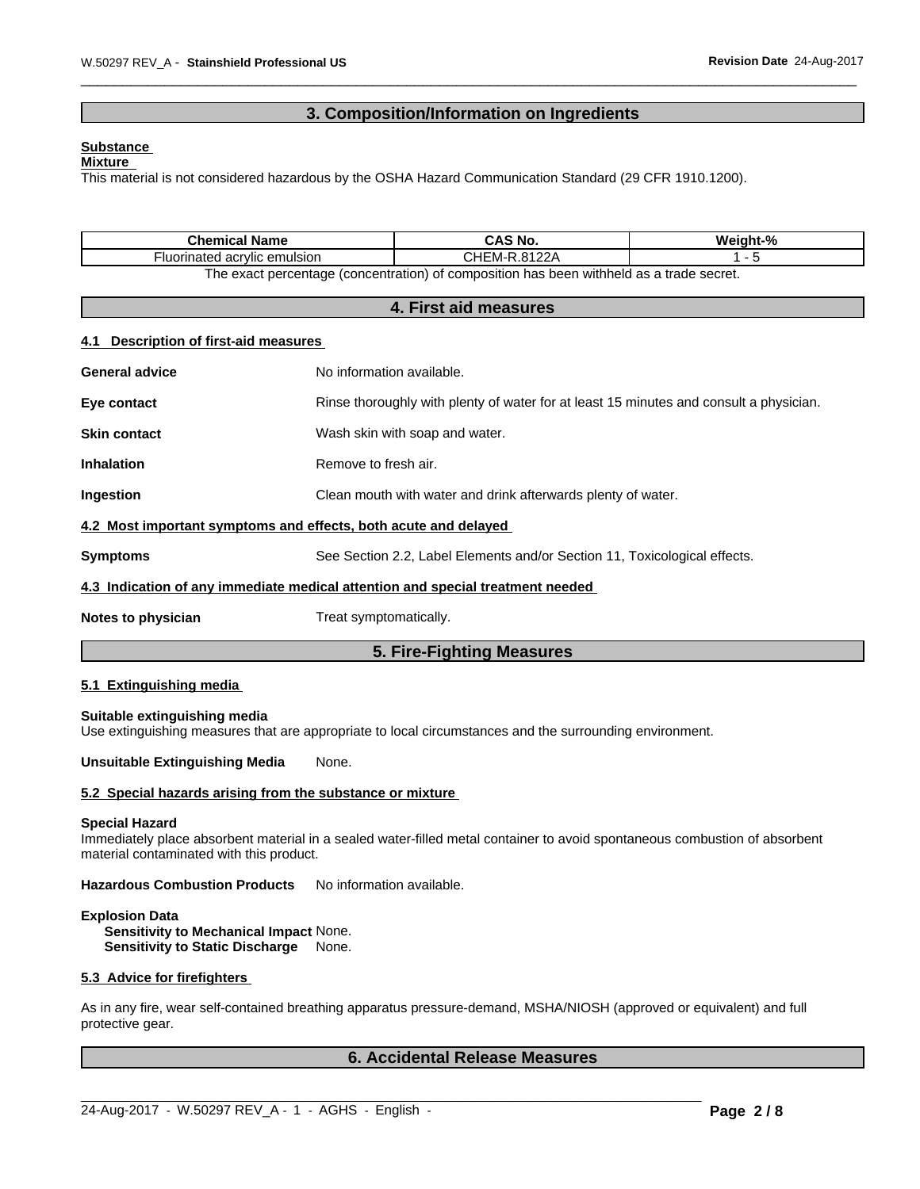## 3. Composition/Information on Ingredients

**Substance**

**Mixture**

This material is not considered hazardous by the OSHA Hazard Communication Standard (29 CFR 1910.1200).

| Chemical Name | CAS No. | Weight-% |
| --- | --- | --- |
| Fluorinated acrylic emulsion | CHEM-R.8122A | 1 - 5 |

The exact percentage (concentration) of composition has been withheld as a trade secret.

## 4. First aid measures

### 4.1 Description of first-aid measures

**General advice** No information available.

**Eye contact** Rinse thoroughly with plenty of water for at least 15 minutes and consult a physician.

**Skin contact** Wash skin with soap and water.

**Inhalation** Remove to fresh air.

**Ingestion** Clean mouth with water and drink afterwards plenty of water.

### 4.2 Most important symptoms and effects, both acute and delayed

**Symptoms** See Section 2.2, Label Elements and/or Section 11, Toxicological effects.

### 4.3 Indication of any immediate medical attention and special treatment needed

**Notes to physician** Treat symptomatically.

## 5. Fire-Fighting Measures

### 5.1 Extinguishing media

**Suitable extinguishing media**

Use extinguishing measures that are appropriate to local circumstances and the surrounding environment.

**Unsuitable Extinguishing Media** None.

### 5.2 Special hazards arising from the substance or mixture

**Special Hazard**

Immediately place absorbent material in a sealed water-filled metal container to avoid spontaneous combustion of absorbent material contaminated with this product.

**Hazardous Combustion Products** No information available.

**Explosion Data**

**Sensitivity to Mechanical Impact** None.

**Sensitivity to Static Discharge** None.

### 5.3 Advice for firefighters

As in any fire, wear self-contained breathing apparatus pressure-demand, MSHA/NIOSH (approved or equivalent) and full protective gear.

## 6. Accidental Release Measures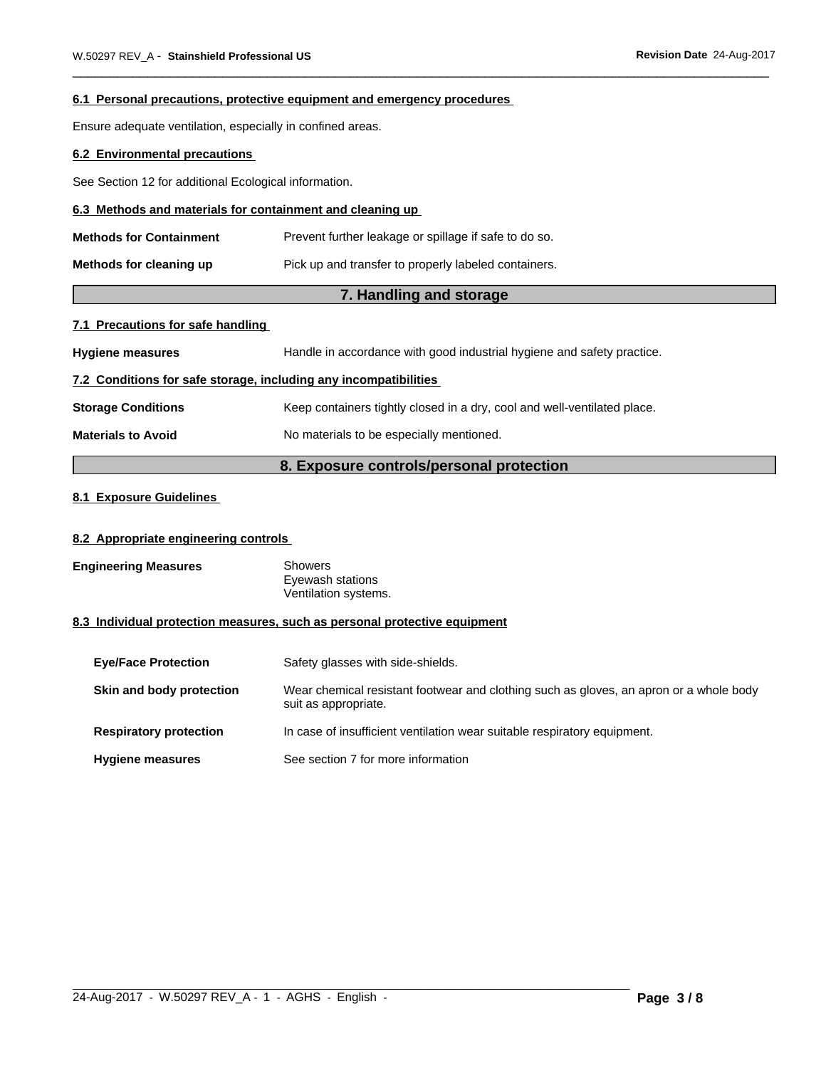### 6.1 Personal precautions, protective equipment and emergency procedures

Ensure adequate ventilation, especially in confined areas.

### 6.2 Environmental precautions

See Section 12 for additional Ecological information.

### 6.3 Methods and materials for containment and cleaning up

**Methods for Containment** Prevent further leakage or spillage if safe to do so.

**Methods for cleaning up** Pick up and transfer to properly labeled containers.

## 7. Handling and storage

### 7.1 Precautions for safe handling

**Hygiene measures** Handle in accordance with good industrial hygiene and safety practice.

### 7.2 Conditions for safe storage, including any incompatibilities

**Storage Conditions** Keep containers tightly closed in a dry, cool and well-ventilated place.

**Materials to Avoid** No materials to be especially mentioned.

## 8. Exposure controls/personal protection

### 8.1 Exposure Guidelines

### 8.2 Appropriate engineering controls

**Engineering Measures**
Showers
Eyewash stations
Ventilation systems.

### 8.3 Individual protection measures, such as personal protective equipment

**Eye/Face Protection** Safety glasses with side-shields.

**Skin and body protection** Wear chemical resistant footwear and clothing such as gloves, an apron or a whole body suit as appropriate.

**Respiratory protection** In case of insufficient ventilation wear suitable respiratory equipment.

**Hygiene measures** See section 7 for more information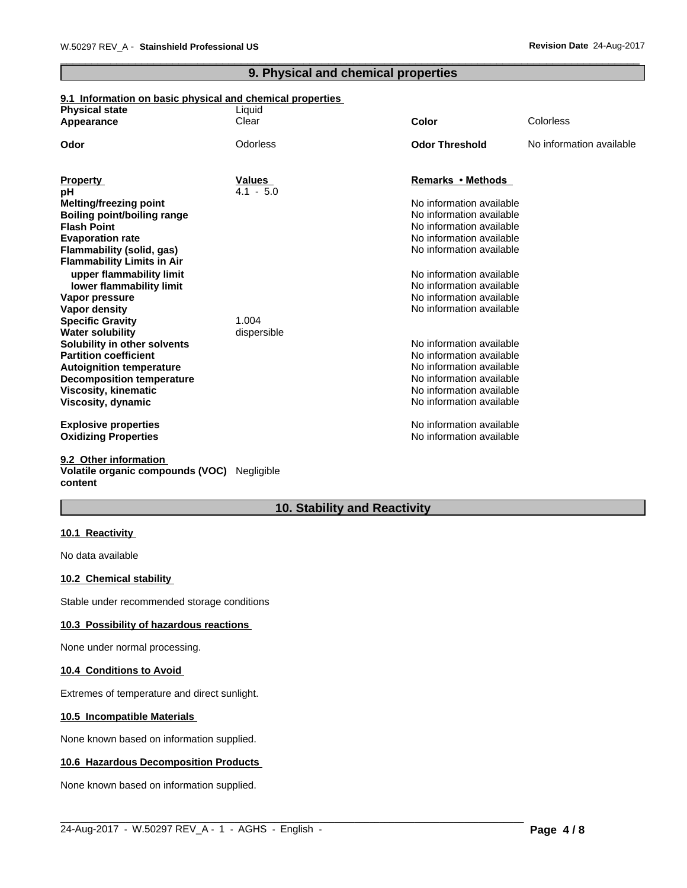## 9. Physical and chemical properties

### 9.1 Information on basic physical and chemical properties

| | | | |
|---|---|---|---|
| **Physical state** | Liquid | | |
| **Appearance** | Clear | **Color** | Colorless |
| **Odor** | Odorless | **Odor Threshold** | No information available |

| **Property** | **Values** | **Remarks • Methods** |
|---|---|---|
| **pH** | 4.1 - 5.0 | |
| **Melting/freezing point** | | No information available |
| **Boiling point/boiling range** | | No information available |
| **Flash Point** | | No information available |
| **Evaporation rate** | | No information available |
| **Flammability (solid, gas)** | | No information available |
| **Flammability Limits in Air** | | |
| **upper flammability limit** | | No information available |
| **lower flammability limit** | | No information available |
| **Vapor pressure** | | No information available |
| **Vapor density** | | No information available |
| **Specific Gravity** | 1.004 | |
| **Water solubility** | dispersible | |
| **Solubility in other solvents** | | No information available |
| **Partition coefficient** | | No information available |
| **Autoignition temperature** | | No information available |
| **Decomposition temperature** | | No information available |
| **Viscosity, kinematic** | | No information available |
| **Viscosity, dynamic** | | No information available |
| **Explosive properties** | | No information available |
| **Oxidizing Properties** | | No information available |

### 9.2 Other information

**Volatile organic compounds (VOC) content** Negligible

## 10. Stability and Reactivity

### 10.1 Reactivity

No data available

### 10.2 Chemical stability

Stable under recommended storage conditions

### 10.3 Possibility of hazardous reactions

None under normal processing.

### 10.4 Conditions to Avoid

Extremes of temperature and direct sunlight.

### 10.5 Incompatible Materials

None known based on information supplied.

### 10.6 Hazardous Decomposition Products

None known based on information supplied.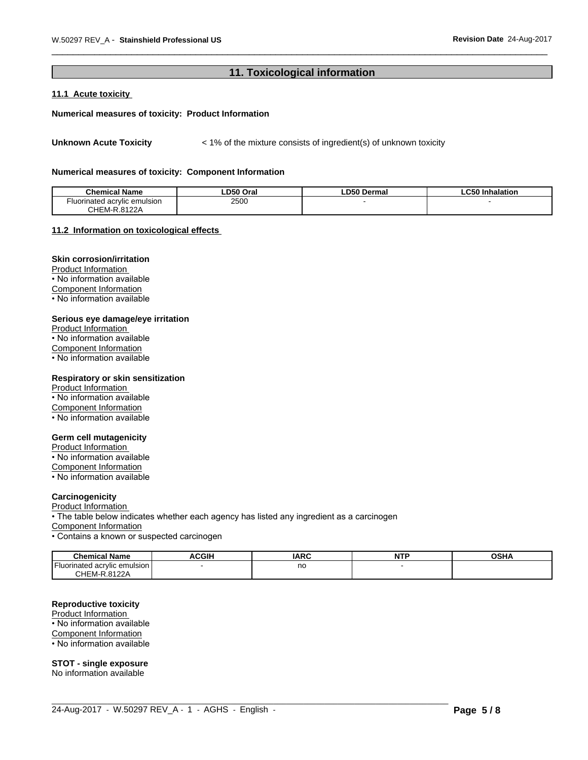## 11. Toxicological information

### 11.1 Acute toxicity

**Numerical measures of toxicity: Product Information**

**Unknown Acute Toxicity** < 1% of the mixture consists of ingredient(s) of unknown toxicity

**Numerical measures of toxicity: Component Information**

| Chemical Name | LD50 Oral | LD50 Dermal | LC50 Inhalation |
|---|---|---|---|
| Fluorinated acrylic emulsion CHEM-R.8122A | 2500 | - | - |

### 11.2 Information on toxicological effects

**Skin corrosion/irritation**
Product Information
• No information available
Component Information
• No information available

**Serious eye damage/eye irritation**
Product Information
• No information available
Component Information
• No information available

**Respiratory or skin sensitization**
Product Information
• No information available
Component Information
• No information available

**Germ cell mutagenicity**
Product Information
• No information available
Component Information
• No information available

**Carcinogenicity**
Product Information
• The table below indicates whether each agency has listed any ingredient as a carcinogen
Component Information
• Contains a known or suspected carcinogen

| Chemical Name | ACGIH | IARC | NTP | OSHA |
|---|---|---|---|---|
| Fluorinated acrylic emulsion CHEM-R.8122A | - | no | - | |

**Reproductive toxicity**
Product Information
• No information available
Component Information
• No information available

**STOT - single exposure**
No information available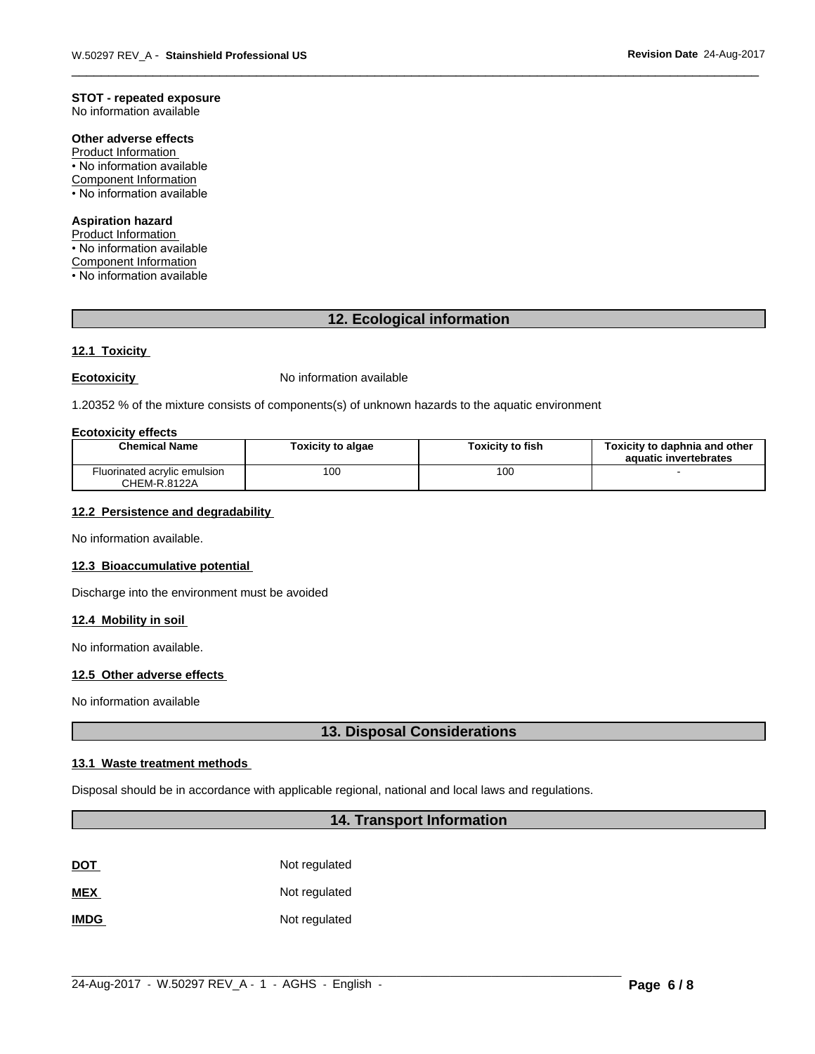**STOT - repeated exposure**
No information available

**Other adverse effects**
Product Information
• No information available
Component Information
• No information available

**Aspiration hazard**
Product Information
• No information available
Component Information
• No information available

## 12. Ecological information

### 12.1 Toxicity

**Ecotoxicity** No information available

1.20352 % of the mixture consists of components(s) of unknown hazards to the aquatic environment

**Ecotoxicity effects**

| Chemical Name | Toxicity to algae | Toxicity to fish | Toxicity to daphnia and other aquatic invertebrates |
|---|---|---|---|
| Fluorinated acrylic emulsion CHEM-R.8122A | 100 | 100 | - |

### 12.2 Persistence and degradability

No information available.

### 12.3 Bioaccumulative potential

Discharge into the environment must be avoided

### 12.4 Mobility in soil

No information available.

### 12.5 Other adverse effects

No information available

## 13. Disposal Considerations

### 13.1 Waste treatment methods

Disposal should be in accordance with applicable regional, national and local laws and regulations.

## 14. Transport Information

**DOT** Not regulated

**MEX** Not regulated

**IMDG** Not regulated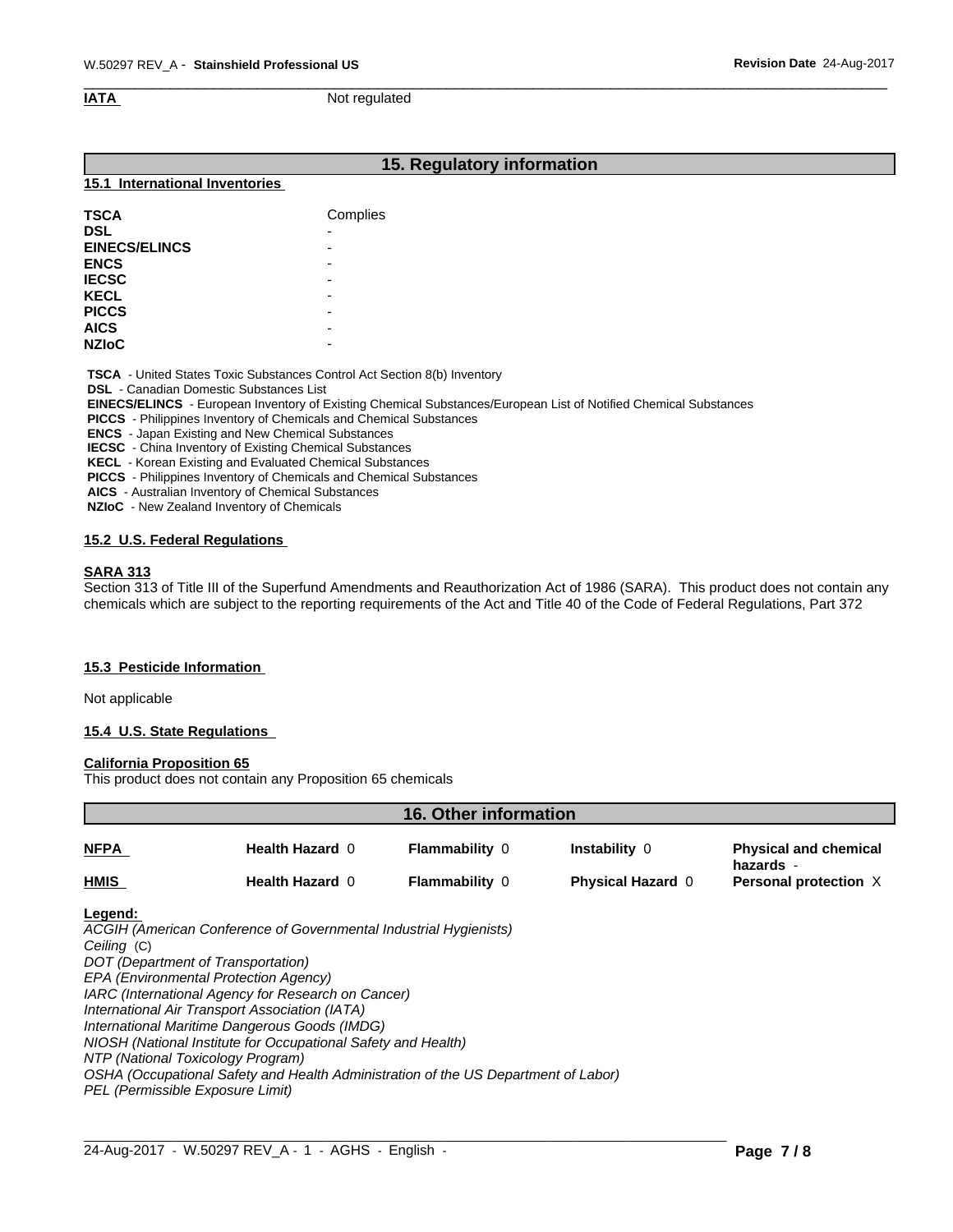**IATA** Not regulated

## 15. Regulatory information

### 15.1 International Inventories

| | |
|---|---|
| **TSCA** | Complies |
| **DSL** | - |
| **EINECS/ELINCS** | - |
| **ENCS** | - |
| **IECSC** | - |
| **KECL** | - |
| **PICCS** | - |
| **AICS** | - |
| **NZIoC** | - |

**TSCA** - United States Toxic Substances Control Act Section 8(b) Inventory
**DSL** - Canadian Domestic Substances List
**EINECS/ELINCS** - European Inventory of Existing Chemical Substances/European List of Notified Chemical Substances
**PICCS** - Philippines Inventory of Chemicals and Chemical Substances
**ENCS** - Japan Existing and New Chemical Substances
**IECSC** - China Inventory of Existing Chemical Substances
**KECL** - Korean Existing and Evaluated Chemical Substances
**PICCS** - Philippines Inventory of Chemicals and Chemical Substances
**AICS** - Australian Inventory of Chemical Substances
**NZIoC** - New Zealand Inventory of Chemicals

### 15.2 U.S. Federal Regulations

**SARA 313**
Section 313 of Title III of the Superfund Amendments and Reauthorization Act of 1986 (SARA). This product does not contain any chemicals which are subject to the reporting requirements of the Act and Title 40 of the Code of Federal Regulations, Part 372

### 15.3 Pesticide Information

Not applicable

### 15.4 U.S. State Regulations

**California Proposition 65**
This product does not contain any Proposition 65 chemicals

## 16. Other information

| | | | | |
|---|---|---|---|---|
| **NFPA** | **Health Hazard** 0 | **Flammability** 0 | **Instability** 0 | **Physical and chemical hazards** - |
| **HMIS** | **Health Hazard** 0 | **Flammability** 0 | **Physical Hazard** 0 | **Personal protection** X |

**Legend:**
*ACGIH (American Conference of Governmental Industrial Hygienists)*
*Ceiling* (C)
*DOT (Department of Transportation)*
*EPA (Environmental Protection Agency)*
*IARC (International Agency for Research on Cancer)*
*International Air Transport Association (IATA)*
*International Maritime Dangerous Goods (IMDG)*
*NIOSH (National Institute for Occupational Safety and Health)*
*NTP (National Toxicology Program)*
*OSHA (Occupational Safety and Health Administration of the US Department of Labor)*
*PEL (Permissible Exposure Limit)*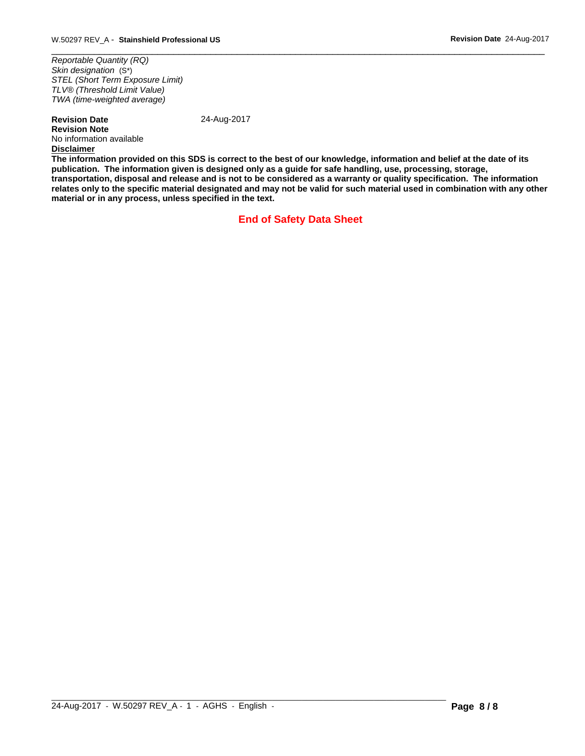*Reportable Quantity (RQ)*
*Skin designation* (S*)
*STEL (Short Term Exposure Limit)*
*TLV® (Threshold Limit Value)*
*TWA (time-weighted average)*

**Revision Date** 24-Aug-2017
**Revision Note**
No information available

**Disclaimer**

**The information provided on this SDS is correct to the best of our knowledge, information and belief at the date of its publication. The information given is designed only as a guide for safe handling, use, processing, storage, transportation, disposal and release and is not to be considered as a warranty or quality specification. The information relates only to the specific material designated and may not be valid for such material used in combination with any other material or in any process, unless specified in the text.**

**End of Safety Data Sheet**